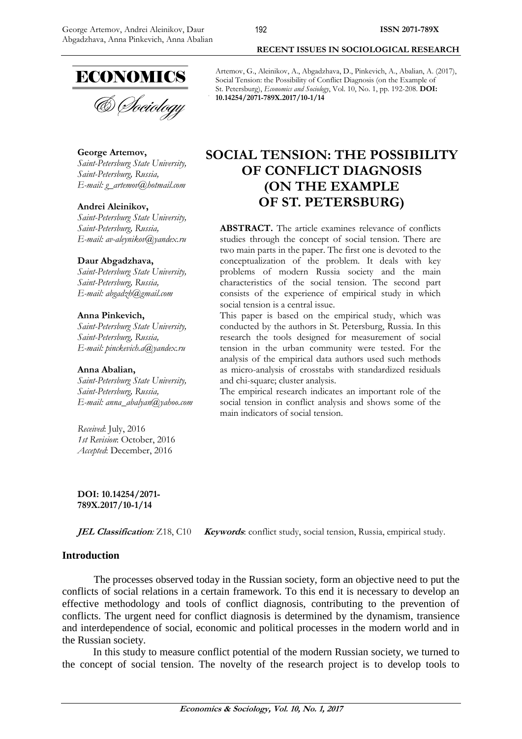Artemov, G., Aleinikov, A., Abgadzhava, D., Pinkevich, A., Abalian, A. (2017), Social Tension: the Possibility of Conflict Diagnosis (on the Example of St. Petersburg), *Economics and Sociology*, Vol. 10, No. 1, pp. 192-208. **DOI: 10.14254/2071-789X.2017/10-1/14**

# SOCIAL TENSION: THE POSSIBILITY OF CONFLICT DIAGNOSIS (ON THE EXAMPLE OF ST. PETERSBURG)

**George Artemov,**
*Saint-Petersburg State University, Saint-Petersburg, Russia,*
*E-mail: g_artemov@hotmail.com*

**Andrei Aleinikov,**
*Saint-Petersburg State University, Saint-Petersburg, Russia,*
*E-mail: av-aleynikov@yandex.ru*

**Daur Abgadzhava,**
*Saint-Petersburg State University, Saint-Petersburg, Russia,*
*E-mail: abgadzh@gmail.com*

**Anna Pinkevich,**
*Saint-Petersburg State University, Saint-Petersburg, Russia,*
*E-mail: pinckevich.a@yandex.ru*

**Anna Abalian,**
*Saint-Petersburg State University, Saint-Petersburg, Russia,*
*E-mail: anna_abalyan@yahoo.com*

*Received*: July, 2016
*1st Revision*: October, 2016
*Accepted*: December, 2016

**DOI: 10.14254/2071-789X.2017/10-1/14**

**ABSTRACT.** The article examines relevance of conflicts studies through the concept of social tension. There are two main parts in the paper. The first one is devoted to the conceptualization of the problem. It deals with key problems of modern Russia society and the main characteristics of the social tension. The second part consists of the experience of empirical study in which social tension is a central issue.

This paper is based on the empirical study, which was conducted by the authors in St. Petersburg, Russia. In this research the tools designed for measurement of social tension in the urban community were tested. For the analysis of the empirical data authors used such methods as micro-analysis of crosstabs with standardized residuals and chi-square; cluster analysis.

The empirical research indicates an important role of the social tension in conflict analysis and shows some of the main indicators of social tension.

***JEL Classification**:* Z18, C10 ***Keywords***: conflict study, social tension, Russia, empirical study.

## Introduction

The processes observed today in the Russian society, form an objective need to put the conflicts of social relations in a certain framework. To this end it is necessary to develop an effective methodology and tools of conflict diagnosis, contributing to the prevention of conflicts. The urgent need for conflict diagnosis is determined by the dynamism, transience and interdependence of social, economic and political processes in the modern world and in the Russian society.

In this study to measure conflict potential of the modern Russian society, we turned to the concept of social tension. The novelty of the research project is to develop tools to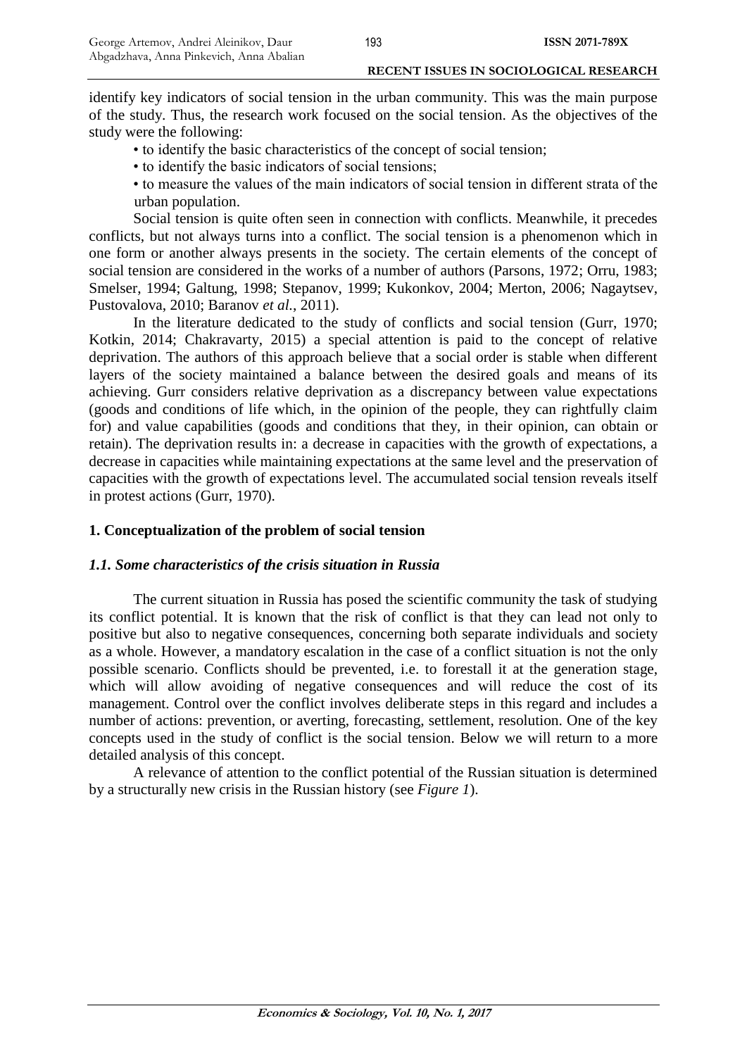identify key indicators of social tension in the urban community. This was the main purpose of the study. Thus, the research work focused on the social tension. As the objectives of the study were the following:

- to identify the basic characteristics of the concept of social tension;
- to identify the basic indicators of social tensions;
- to measure the values of the main indicators of social tension in different strata of the urban population.

Social tension is quite often seen in connection with conflicts. Meanwhile, it precedes conflicts, but not always turns into a conflict. The social tension is a phenomenon which in one form or another always presents in the society. The certain elements of the concept of social tension are considered in the works of a number of authors (Parsons, 1972; Orru, 1983; Smelser, 1994; Galtung, 1998; Stepanov, 1999; Kukonkov, 2004; Merton, 2006; Nagaytsev, Pustovalova, 2010; Baranov *et al.*, 2011).

In the literature dedicated to the study of conflicts and social tension (Gurr, 1970; Kotkin, 2014; Chakravarty, 2015) a special attention is paid to the concept of relative deprivation. The authors of this approach believe that a social order is stable when different layers of the society maintained a balance between the desired goals and means of its achieving. Gurr considers relative deprivation as a discrepancy between value expectations (goods and conditions of life which, in the opinion of the people, they can rightfully claim for) and value capabilities (goods and conditions that they, in their opinion, can obtain or retain). The deprivation results in: a decrease in capacities with the growth of expectations, a decrease in capacities while maintaining expectations at the same level and the preservation of capacities with the growth of expectations level. The accumulated social tension reveals itself in protest actions (Gurr, 1970).

## 1. Conceptualization of the problem of social tension

### *1.1. Some characteristics of the crisis situation in Russia*

The current situation in Russia has posed the scientific community the task of studying its conflict potential. It is known that the risk of conflict is that they can lead not only to positive but also to negative consequences, concerning both separate individuals and society as a whole. However, a mandatory escalation in the case of a conflict situation is not the only possible scenario. Conflicts should be prevented, i.e. to forestall it at the generation stage, which will allow avoiding of negative consequences and will reduce the cost of its management. Control over the conflict involves deliberate steps in this regard and includes a number of actions: prevention, or averting, forecasting, settlement, resolution. One of the key concepts used in the study of conflict is the social tension. Below we will return to a more detailed analysis of this concept.

A relevance of attention to the conflict potential of the Russian situation is determined by a structurally new crisis in the Russian history (see *Figure 1*).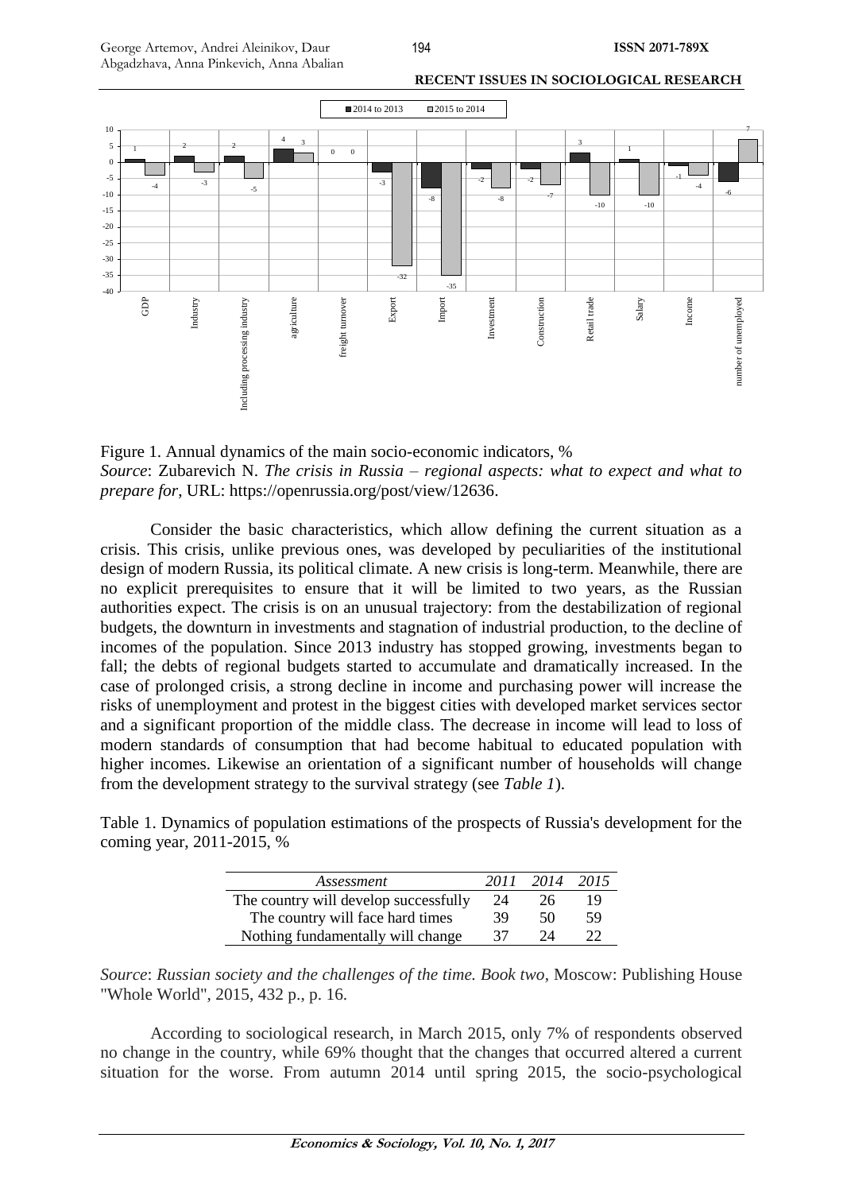Figure 1. Annual dynamics of the main socio-economic indicators, %
*Source*: Zubarevich N. *The crisis in Russia – regional aspects: what to expect and what to prepare for*, URL: https://openrussia.org/post/view/12636.

Consider the basic characteristics, which allow defining the current situation as a crisis. This crisis, unlike previous ones, was developed by peculiarities of the institutional design of modern Russia, its political climate. A new crisis is long-term. Meanwhile, there are no explicit prerequisites to ensure that it will be limited to two years, as the Russian authorities expect. The crisis is on an unusual trajectory: from the destabilization of regional budgets, the downturn in investments and stagnation of industrial production, to the decline of incomes of the population. Since 2013 industry has stopped growing, investments began to fall; the debts of regional budgets started to accumulate and dramatically increased. In the case of prolonged crisis, a strong decline in income and purchasing power will increase the risks of unemployment and protest in the biggest cities with developed market services sector and a significant proportion of the middle class. The decrease in income will lead to loss of modern standards of consumption that had become habitual to educated population with higher incomes. Likewise an orientation of a significant number of households will change from the development strategy to the survival strategy (see *Table 1*).

Table 1. Dynamics of population estimations of the prospects of Russia's development for the coming year, 2011-2015, %

| *Assessment* | *2011* | *2014* | *2015* |
|---|---|---|---|
| The country will develop successfully | 24 | 26 | 19 |
| The country will face hard times | 39 | 50 | 59 |
| Nothing fundamentally will change | 37 | 24 | 22 |

*Source*: *Russian society and the challenges of the time. Book two*, Moscow: Publishing House "Whole World", 2015, 432 p., p. 16.

According to sociological research, in March 2015, only 7% of respondents observed no change in the country, while 69% thought that the changes that occurred altered a current situation for the worse. From autumn 2014 until spring 2015, the socio-psychological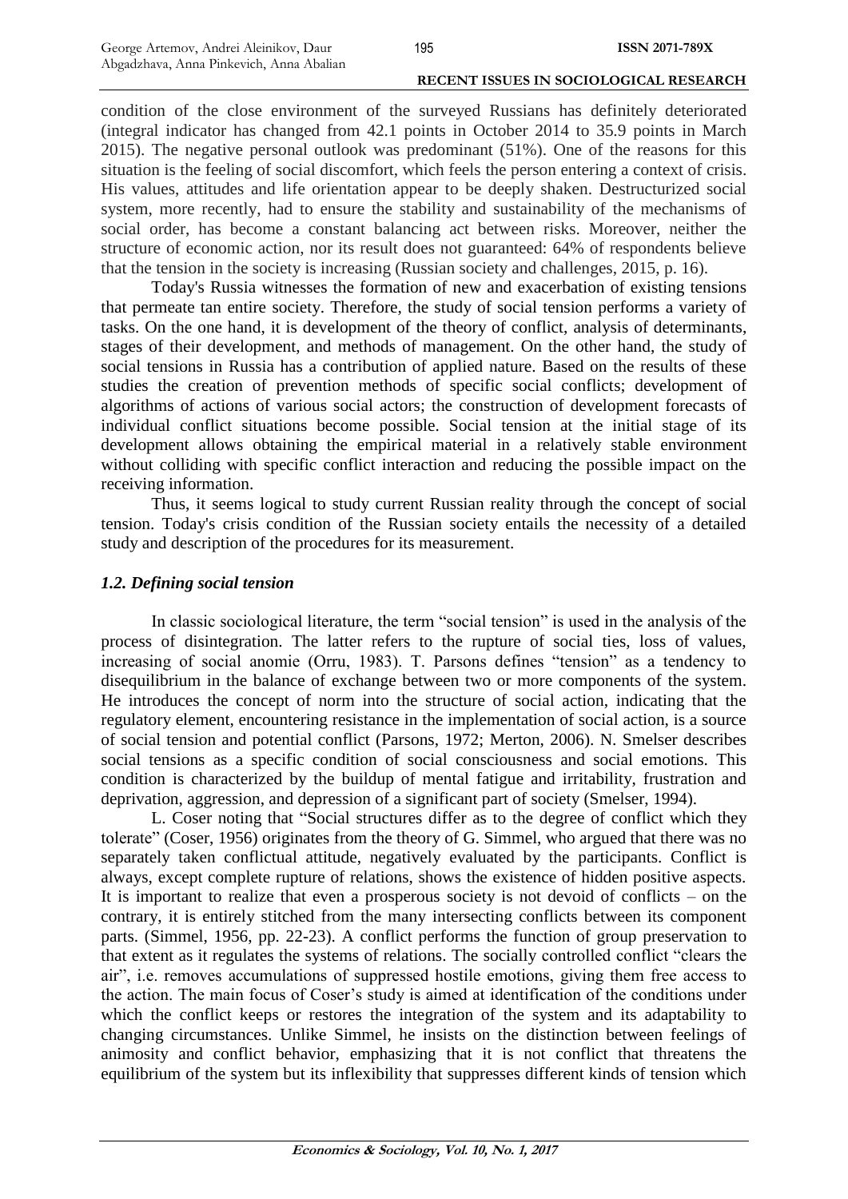condition of the close environment of the surveyed Russians has definitely deteriorated (integral indicator has changed from 42.1 points in October 2014 to 35.9 points in March 2015). The negative personal outlook was predominant (51%). One of the reasons for this situation is the feeling of social discomfort, which feels the person entering a context of crisis. His values, attitudes and life orientation appear to be deeply shaken. Destructurized social system, more recently, had to ensure the stability and sustainability of the mechanisms of social order, has become a constant balancing act between risks. Moreover, neither the structure of economic action, nor its result does not guaranteed: 64% of respondents believe that the tension in the society is increasing (Russian society and challenges, 2015, p. 16).

Today's Russia witnesses the formation of new and exacerbation of existing tensions that permeate tan entire society. Therefore, the study of social tension performs a variety of tasks. On the one hand, it is development of the theory of conflict, analysis of determinants, stages of their development, and methods of management. On the other hand, the study of social tensions in Russia has a contribution of applied nature. Based on the results of these studies the creation of prevention methods of specific social conflicts; development of algorithms of actions of various social actors; the construction of development forecasts of individual conflict situations become possible. Social tension at the initial stage of its development allows obtaining the empirical material in a relatively stable environment without colliding with specific conflict interaction and reducing the possible impact on the receiving information.

Thus, it seems logical to study current Russian reality through the concept of social tension. Today's crisis condition of the Russian society entails the necessity of a detailed study and description of the procedures for its measurement.

### *1.2. Defining social tension*

In classic sociological literature, the term "social tension" is used in the analysis of the process of disintegration. The latter refers to the rupture of social ties, loss of values, increasing of social anomie (Orru, 1983). T. Parsons defines "tension" as a tendency to disequilibrium in the balance of exchange between two or more components of the system. He introduces the concept of norm into the structure of social action, indicating that the regulatory element, encountering resistance in the implementation of social action, is a source of social tension and potential conflict (Parsons, 1972; Merton, 2006). N. Smelser describes social tensions as a specific condition of social consciousness and social emotions. This condition is characterized by the buildup of mental fatigue and irritability, frustration and deprivation, aggression, and depression of a significant part of society (Smelser, 1994).

L. Coser noting that "Social structures differ as to the degree of conflict which they tolerate" (Coser, 1956) originates from the theory of G. Simmel, who argued that there was no separately taken conflictual attitude, negatively evaluated by the participants. Conflict is always, except complete rupture of relations, shows the existence of hidden positive aspects. It is important to realize that even a prosperous society is not devoid of conflicts – on the contrary, it is entirely stitched from the many intersecting conflicts between its component parts. (Simmel, 1956, pp. 22-23). A conflict performs the function of group preservation to that extent as it regulates the systems of relations. The socially controlled conflict "clears the air", i.e. removes accumulations of suppressed hostile emotions, giving them free access to the action. The main focus of Coser's study is aimed at identification of the conditions under which the conflict keeps or restores the integration of the system and its adaptability to changing circumstances. Unlike Simmel, he insists on the distinction between feelings of animosity and conflict behavior, emphasizing that it is not conflict that threatens the equilibrium of the system but its inflexibility that suppresses different kinds of tension which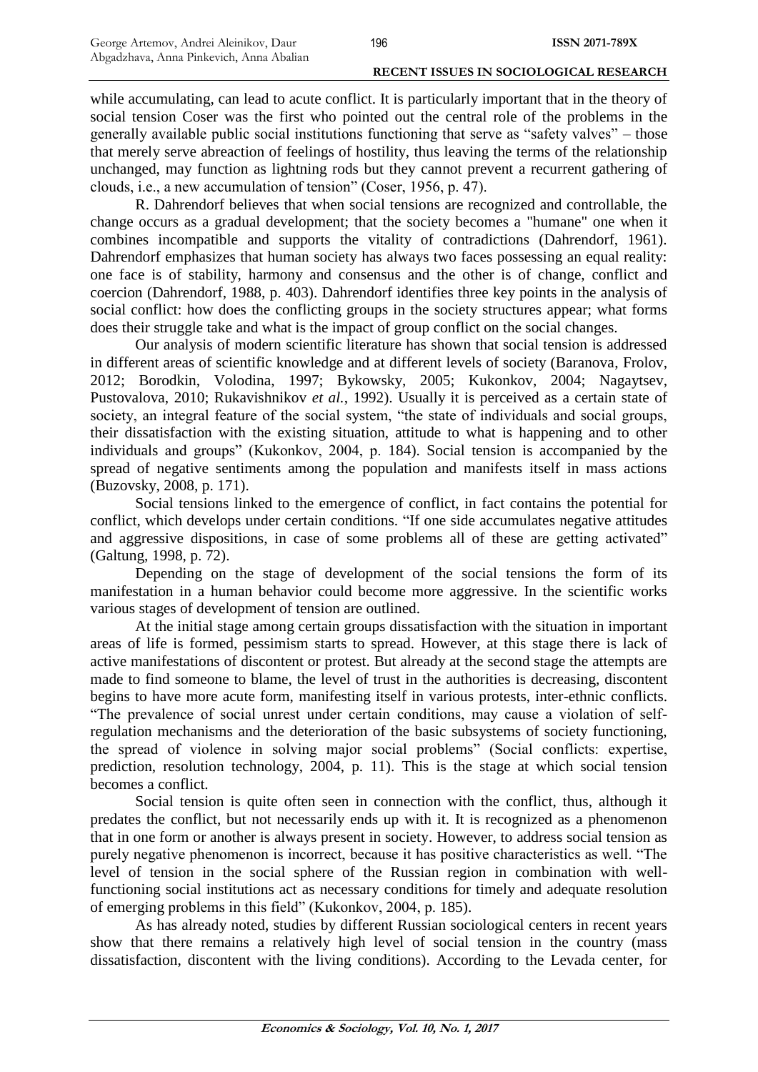while accumulating, can lead to acute conflict. It is particularly important that in the theory of social tension Coser was the first who pointed out the central role of the problems in the generally available public social institutions functioning that serve as "safety valves" – those that merely serve abreaction of feelings of hostility, thus leaving the terms of the relationship unchanged, may function as lightning rods but they cannot prevent a recurrent gathering of clouds, i.e., a new accumulation of tension" (Coser, 1956, p. 47).

R. Dahrendorf believes that when social tensions are recognized and controllable, the change occurs as a gradual development; that the society becomes a "humane" one when it combines incompatible and supports the vitality of contradictions (Dahrendorf, 1961). Dahrendorf emphasizes that human society has always two faces possessing an equal reality: one face is of stability, harmony and consensus and the other is of change, conflict and coercion (Dahrendorf, 1988, p. 403). Dahrendorf identifies three key points in the analysis of social conflict: how does the conflicting groups in the society structures appear; what forms does their struggle take and what is the impact of group conflict on the social changes.

Our analysis of modern scientific literature has shown that social tension is addressed in different areas of scientific knowledge and at different levels of society (Baranova, Frolov, 2012; Borodkin, Volodina, 1997; Bykowsky, 2005; Kukonkov, 2004; Nagaytsev, Pustovalova, 2010; Rukavishnikov *et al.*, 1992). Usually it is perceived as a certain state of society, an integral feature of the social system, "the state of individuals and social groups, their dissatisfaction with the existing situation, attitude to what is happening and to other individuals and groups" (Kukonkov, 2004, p. 184). Social tension is accompanied by the spread of negative sentiments among the population and manifests itself in mass actions (Buzovsky, 2008, p. 171).

Social tensions linked to the emergence of conflict, in fact contains the potential for conflict, which develops under certain conditions. "If one side accumulates negative attitudes and aggressive dispositions, in case of some problems all of these are getting activated" (Galtung, 1998, p. 72).

Depending on the stage of development of the social tensions the form of its manifestation in a human behavior could become more aggressive. In the scientific works various stages of development of tension are outlined.

At the initial stage among certain groups dissatisfaction with the situation in important areas of life is formed, pessimism starts to spread. However, at this stage there is lack of active manifestations of discontent or protest. But already at the second stage the attempts are made to find someone to blame, the level of trust in the authorities is decreasing, discontent begins to have more acute form, manifesting itself in various protests, inter-ethnic conflicts. "The prevalence of social unrest under certain conditions, may cause a violation of self-regulation mechanisms and the deterioration of the basic subsystems of society functioning, the spread of violence in solving major social problems" (Social conflicts: expertise, prediction, resolution technology, 2004, p. 11). This is the stage at which social tension becomes a conflict.

Social tension is quite often seen in connection with the conflict, thus, although it predates the conflict, but not necessarily ends up with it. It is recognized as a phenomenon that in one form or another is always present in society. However, to address social tension as purely negative phenomenon is incorrect, because it has positive characteristics as well. "The level of tension in the social sphere of the Russian region in combination with well-functioning social institutions act as necessary conditions for timely and adequate resolution of emerging problems in this field" (Kukonkov, 2004, p. 185).

As has already noted, studies by different Russian sociological centers in recent years show that there remains a relatively high level of social tension in the country (mass dissatisfaction, discontent with the living conditions). According to the Levada center, for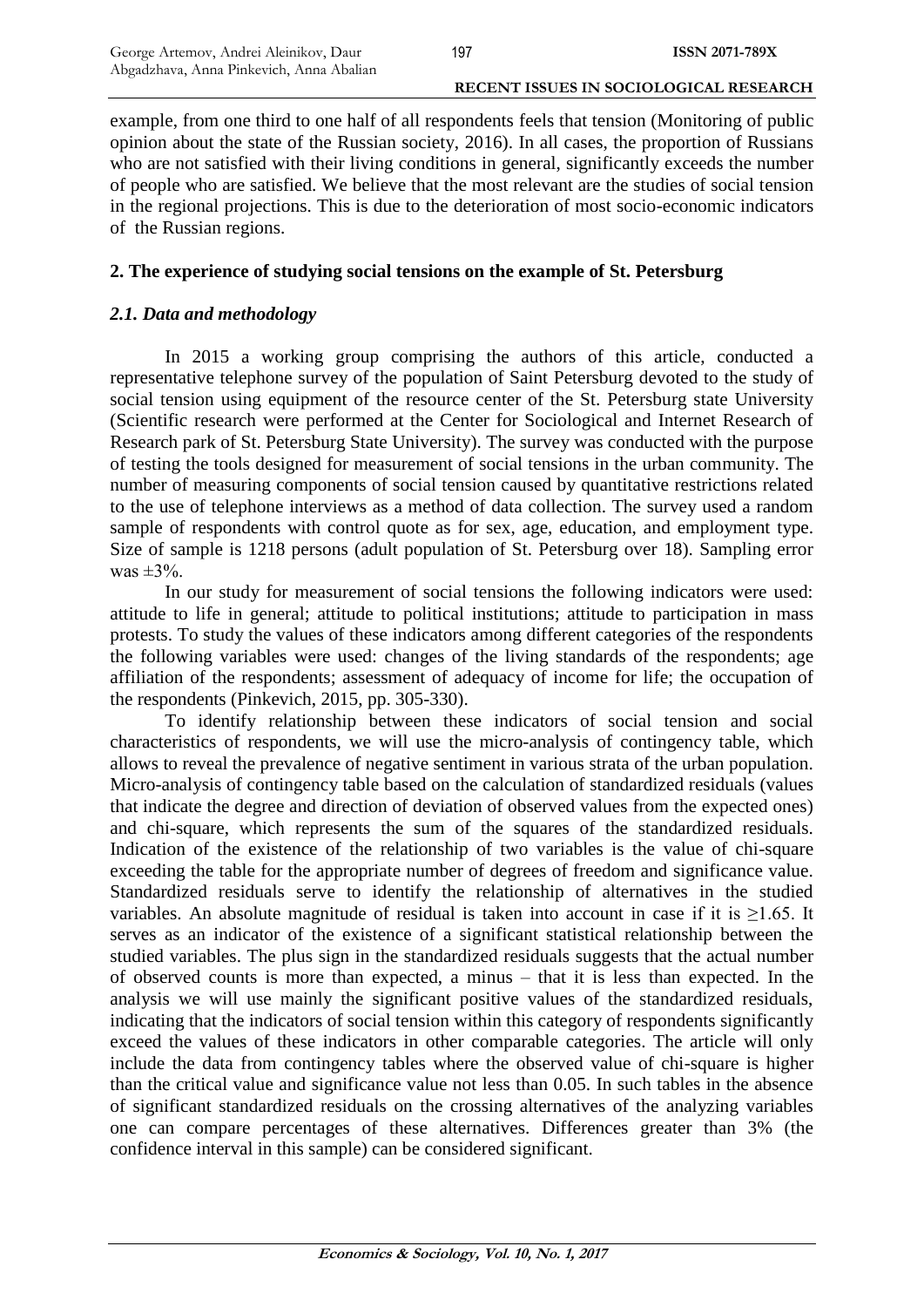example, from one third to one half of all respondents feels that tension (Monitoring of public opinion about the state of the Russian society, 2016). In all cases, the proportion of Russians who are not satisfied with their living conditions in general, significantly exceeds the number of people who are satisfied. We believe that the most relevant are the studies of social tension in the regional projections. This is due to the deterioration of most socio-economic indicators of the Russian regions.

## 2. The experience of studying social tensions on the example of St. Petersburg

### *2.1. Data and methodology*

In 2015 a working group comprising the authors of this article, conducted a representative telephone survey of the population of Saint Petersburg devoted to the study of social tension using equipment of the resource center of the St. Petersburg state University (Scientific research were performed at the Center for Sociological and Internet Research of Research park of St. Petersburg State University). The survey was conducted with the purpose of testing the tools designed for measurement of social tensions in the urban community. The number of measuring components of social tension caused by quantitative restrictions related to the use of telephone interviews as a method of data collection. The survey used a random sample of respondents with control quote as for sex, age, education, and employment type. Size of sample is 1218 persons (adult population of St. Petersburg over 18). Sampling error was ±3%.

In our study for measurement of social tensions the following indicators were used: attitude to life in general; attitude to political institutions; attitude to participation in mass protests. To study the values of these indicators among different categories of the respondents the following variables were used: changes of the living standards of the respondents; age affiliation of the respondents; assessment of adequacy of income for life; the occupation of the respondents (Pinkevich, 2015, pp. 305-330).

To identify relationship between these indicators of social tension and social characteristics of respondents, we will use the micro-analysis of contingency table, which allows to reveal the prevalence of negative sentiment in various strata of the urban population. Micro-analysis of contingency table based on the calculation of standardized residuals (values that indicate the degree and direction of deviation of observed values from the expected ones) and chi-square, which represents the sum of the squares of the standardized residuals. Indication of the existence of the relationship of two variables is the value of chi-square exceeding the table for the appropriate number of degrees of freedom and significance value. Standardized residuals serve to identify the relationship of alternatives in the studied variables. An absolute magnitude of residual is taken into account in case if it is ≥1.65. It serves as an indicator of the existence of a significant statistical relationship between the studied variables. The plus sign in the standardized residuals suggests that the actual number of observed counts is more than expected, a minus – that it is less than expected. In the analysis we will use mainly the significant positive values of the standardized residuals, indicating that the indicators of social tension within this category of respondents significantly exceed the values of these indicators in other comparable categories. The article will only include the data from contingency tables where the observed value of chi-square is higher than the critical value and significance value not less than 0.05. In such tables in the absence of significant standardized residuals on the crossing alternatives of the analyzing variables one can compare percentages of these alternatives. Differences greater than 3% (the confidence interval in this sample) can be considered significant.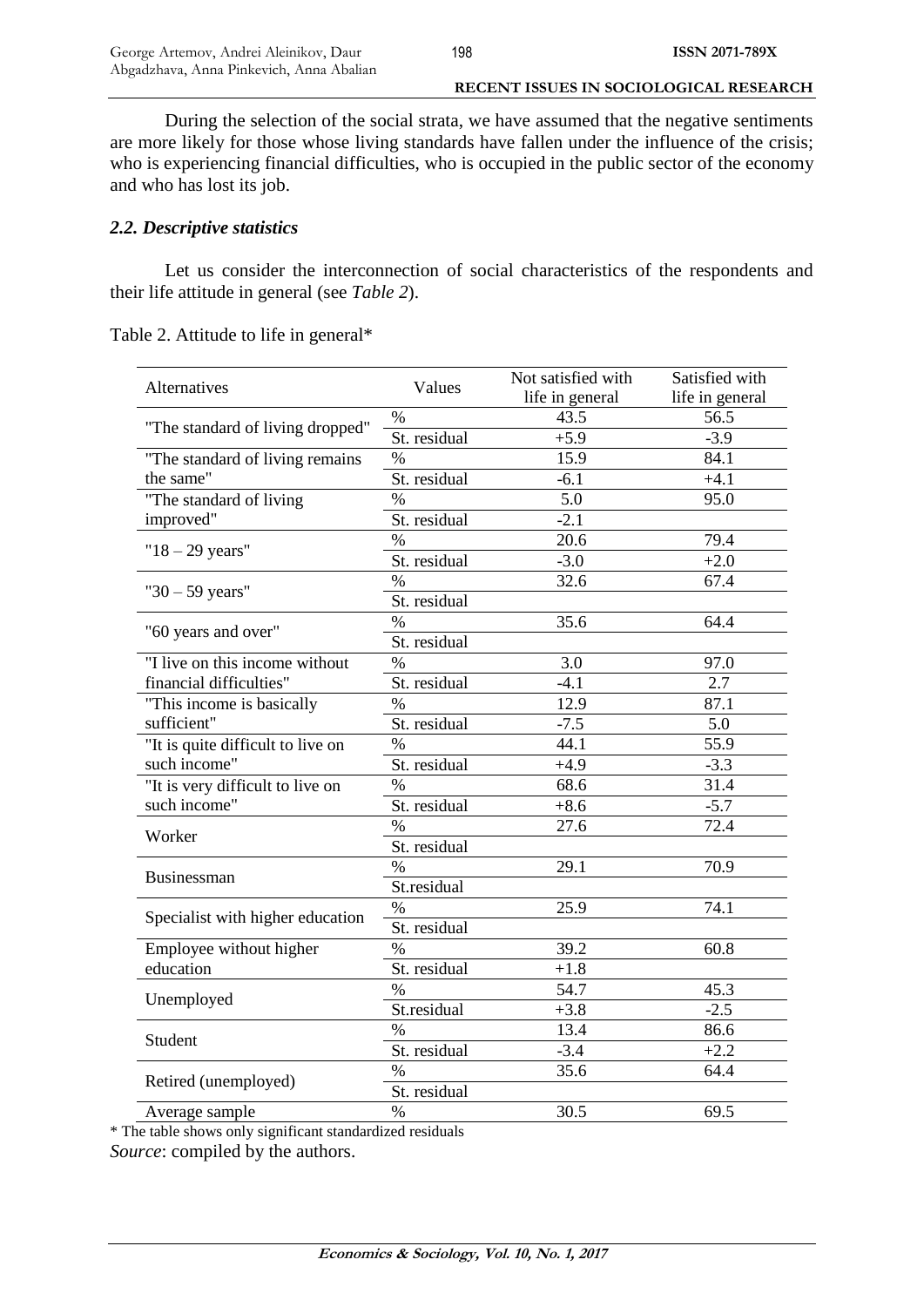During the selection of the social strata, we have assumed that the negative sentiments are more likely for those whose living standards have fallen under the influence of the crisis; who is experiencing financial difficulties, who is occupied in the public sector of the economy and who has lost its job.

### *2.2. Descriptive statistics*

Let us consider the interconnection of social characteristics of the respondents and their life attitude in general (see *Table 2*).

Table 2. Attitude to life in general*

| Alternatives | Values | Not satisfied with life in general | Satisfied with life in general |
|---|---|---|---|
| "The standard of living dropped" | % | 43.5 | 56.5 |
| | St. residual | +5.9 | -3.9 |
| "The standard of living remains the same" | % | 15.9 | 84.1 |
| | St. residual | -6.1 | +4.1 |
| "The standard of living improved" | % | 5.0 | 95.0 |
| | St. residual | -2.1 | |
| "18 – 29 years" | % | 20.6 | 79.4 |
| | St. residual | -3.0 | +2.0 |
| "30 – 59 years" | % | 32.6 | 67.4 |
| | St. residual | | |
| "60 years and over" | % | 35.6 | 64.4 |
| | St. residual | | |
| "I live on this income without financial difficulties" | % | 3.0 | 97.0 |
| | St. residual | -4.1 | 2.7 |
| "This income is basically sufficient" | % | 12.9 | 87.1 |
| | St. residual | -7.5 | 5.0 |
| "It is quite difficult to live on such income" | % | 44.1 | 55.9 |
| | St. residual | +4.9 | -3.3 |
| "It is very difficult to live on such income" | % | 68.6 | 31.4 |
| | St. residual | +8.6 | -5.7 |
| Worker | % | 27.6 | 72.4 |
| | St. residual | | |
| Businessman | % | 29.1 | 70.9 |
| | St.residual | | |
| Specialist with higher education | % | 25.9 | 74.1 |
| | St. residual | | |
| Employee without higher education | % | 39.2 | 60.8 |
| | St. residual | +1.8 | |
| Unemployed | % | 54.7 | 45.3 |
| | St.residual | +3.8 | -2.5 |
| Student | % | 13.4 | 86.6 |
| | St. residual | -3.4 | +2.2 |
| Retired (unemployed) | % | 35.6 | 64.4 |
| | St. residual | | |
| Average sample | % | 30.5 | 69.5 |

* The table shows only significant standardized residuals

*Source*: compiled by the authors.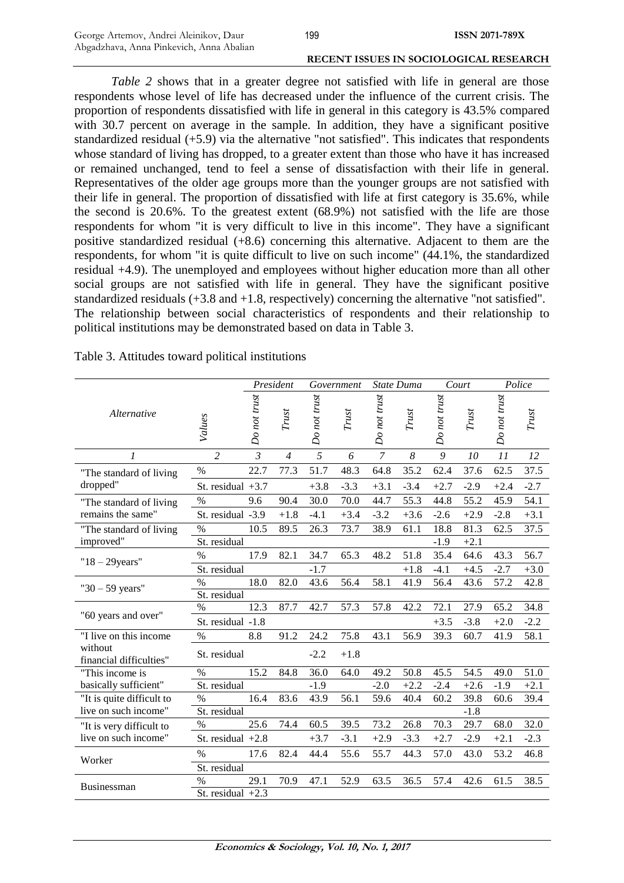*Table 2* shows that in a greater degree not satisfied with life in general are those respondents whose level of life has decreased under the influence of the current crisis. The proportion of respondents dissatisfied with life in general in this category is 43.5% compared with 30.7 percent on average in the sample. In addition, they have a significant positive standardized residual (+5.9) via the alternative "not satisfied". This indicates that respondents whose standard of living has dropped, to a greater extent than those who have it has increased or remained unchanged, tend to feel a sense of dissatisfaction with their life in general. Representatives of the older age groups more than the younger groups are not satisfied with their life in general. The proportion of dissatisfied with life at first category is 35.6%, while the second is 20.6%. To the greatest extent (68.9%) not satisfied with the life are those respondents for whom "it is very difficult to live in this income". They have a significant positive standardized residual (+8.6) concerning this alternative. Adjacent to them are the respondents, for whom "it is quite difficult to live on such income" (44.1%, the standardized residual +4.9). The unemployed and employees without higher education more than all other social groups are not satisfied with life in general. They have the significant positive standardized residuals (+3.8 and +1.8, respectively) concerning the alternative "not satisfied". The relationship between social characteristics of respondents and their relationship to political institutions may be demonstrated based on data in Table 3.

Table 3. Attitudes toward political institutions

| *Alternative* | *Values* | *President* | | *Government* | | *State Duma* | | *Court* | | *Police* | |
|---|---|---|---|---|---|---|---|---|---|---|---|
| | | *Do not trust* | *Trust* | *Do not trust* | *Trust* | *Do not trust* | *Trust* | *Do not trust* | *Trust* | *Do not trust* | *Trust* |
| *1* | *2* | *3* | *4* | *5* | *6* | *7* | *8* | *9* | *10* | *11* | *12* |
| "The standard of living dropped" | % | 22.7 | 77.3 | 51.7 | 48.3 | 64.8 | 35.2 | 62.4 | 37.6 | 62.5 | 37.5 |
| | St. residual | +3.7 | | +3.8 | -3.3 | +3.1 | -3.4 | +2.7 | -2.9 | +2.4 | -2.7 |
| "The standard of living remains the same" | % | 9.6 | 90.4 | 30.0 | 70.0 | 44.7 | 55.3 | 44.8 | 55.2 | 45.9 | 54.1 |
| | St. residual | -3.9 | +1.8 | -4.1 | +3.4 | -3.2 | +3.6 | -2.6 | +2.9 | -2.8 | +3.1 |
| "The standard of living improved" | % | 10.5 | 89.5 | 26.3 | 73.7 | 38.9 | 61.1 | 18.8 | 81.3 | 62.5 | 37.5 |
| | St. residual | | | | | | | -1.9 | +2.1 | | |
| "18 – 29years" | % | 17.9 | 82.1 | 34.7 | 65.3 | 48.2 | 51.8 | 35.4 | 64.6 | 43.3 | 56.7 |
| | St. residual | | | -1.7 | | | +1.8 | -4.1 | +4.5 | -2.7 | +3.0 |
| "30 – 59 years" | % | 18.0 | 82.0 | 43.6 | 56.4 | 58.1 | 41.9 | 56.4 | 43.6 | 57.2 | 42.8 |
| | St. residual | | | | | | | | | | |
| "60 years and over" | % | 12.3 | 87.7 | 42.7 | 57.3 | 57.8 | 42.2 | 72.1 | 27.9 | 65.2 | 34.8 |
| | St. residual | -1.8 | | | | | | +3.5 | -3.8 | +2.0 | -2.2 |
| "I live on this income without financial difficulties" | % | 8.8 | 91.2 | 24.2 | 75.8 | 43.1 | 56.9 | 39.3 | 60.7 | 41.9 | 58.1 |
| | St. residual | | | -2.2 | +1.8 | | | | | | |
| "This income is basically sufficient" | % | 15.2 | 84.8 | 36.0 | 64.0 | 49.2 | 50.8 | 45.5 | 54.5 | 49.0 | 51.0 |
| | St. residual | | | -1.9 | | -2.0 | +2.2 | -2.4 | +2.6 | -1.9 | +2.1 |
| "It is quite difficult to live on such income" | % | 16.4 | 83.6 | 43.9 | 56.1 | 59.6 | 40.4 | 60.2 | 39.8 | 60.6 | 39.4 |
| | St. residual | | | | | | | | -1.8 | | |
| "It is very difficult to live on such income" | % | 25.6 | 74.4 | 60.5 | 39.5 | 73.2 | 26.8 | 70.3 | 29.7 | 68.0 | 32.0 |
| | St. residual | +2.8 | | +3.7 | -3.1 | +2.9 | -3.3 | +2.7 | -2.9 | +2.1 | -2.3 |
| Worker | % | 17.6 | 82.4 | 44.4 | 55.6 | 55.7 | 44.3 | 57.0 | 43.0 | 53.2 | 46.8 |
| | St. residual | | | | | | | | | | |
| Businessman | % | 29.1 | 70.9 | 47.1 | 52.9 | 63.5 | 36.5 | 57.4 | 42.6 | 61.5 | 38.5 |
| | St. residual | +2.3 | | | | | | | | | |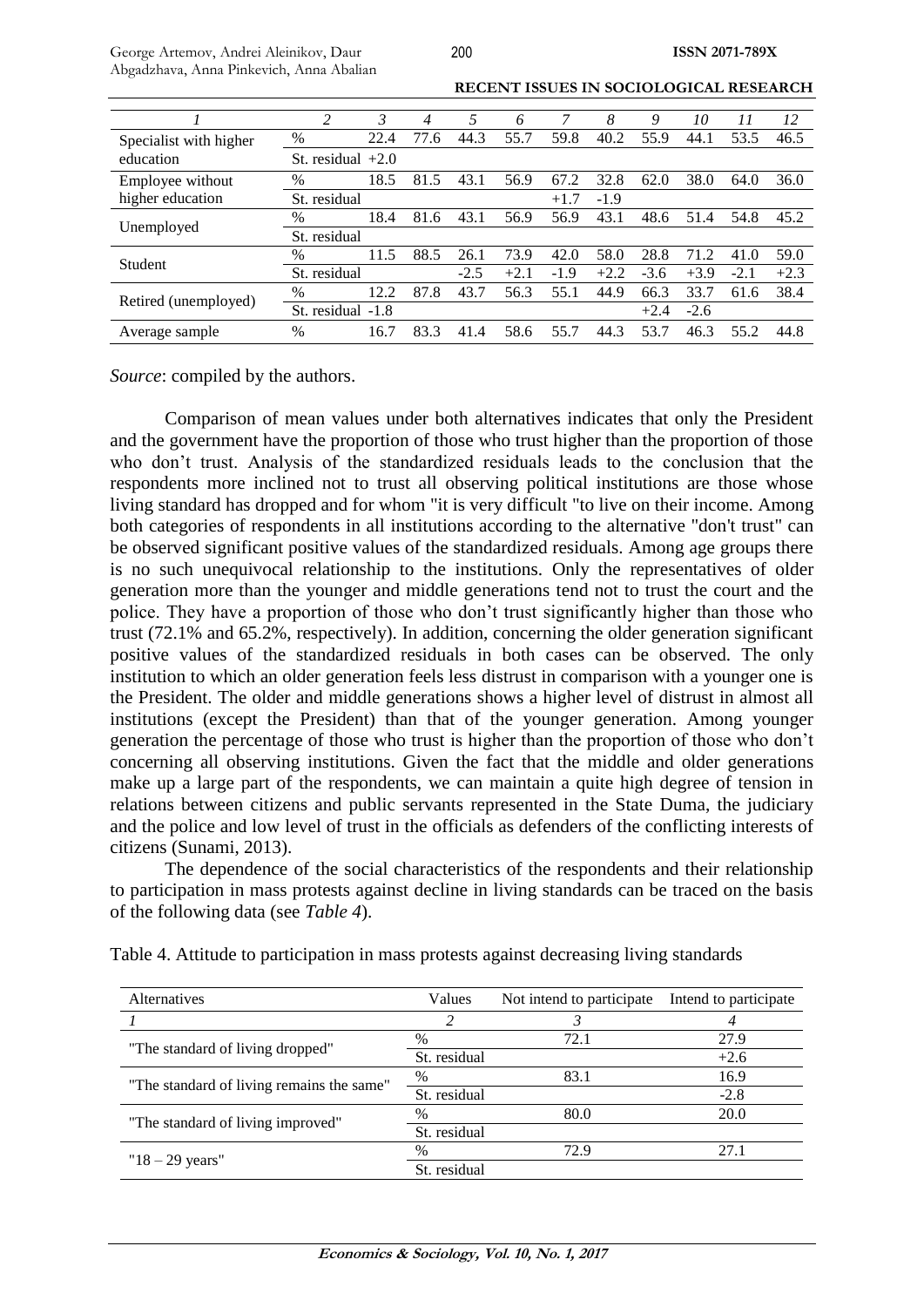| 1 | 2 | 3 | 4 | 5 | 6 | 7 | 8 | 9 | 10 | 11 | 12 |
|---|---|---|---|---|---|---|---|---|---|---|---|
| Specialist with higher education | % | 22.4 | 77.6 | 44.3 | 55.7 | 59.8 | 40.2 | 55.9 | 44.1 | 53.5 | 46.5 |
| | St. residual | +2.0 | | | | | | | | | |
| Employee without higher education | % | 18.5 | 81.5 | 43.1 | 56.9 | 67.2 | 32.8 | 62.0 | 38.0 | 64.0 | 36.0 |
| | St. residual | | | | | +1.7 | -1.9 | | | | |
| Unemployed | % | 18.4 | 81.6 | 43.1 | 56.9 | 56.9 | 43.1 | 48.6 | 51.4 | 54.8 | 45.2 |
| | St. residual | | | | | | | | | | |
| Student | % | 11.5 | 88.5 | 26.1 | 73.9 | 42.0 | 58.0 | 28.8 | 71.2 | 41.0 | 59.0 |
| | St. residual | | | -2.5 | +2.1 | -1.9 | +2.2 | -3.6 | +3.9 | -2.1 | +2.3 |
| Retired (unemployed) | % | 12.2 | 87.8 | 43.7 | 56.3 | 55.1 | 44.9 | 66.3 | 33.7 | 61.6 | 38.4 |
| | St. residual | -1.8 | | | | | | +2.4 | -2.6 | | |
| Average sample | % | 16.7 | 83.3 | 41.4 | 58.6 | 55.7 | 44.3 | 53.7 | 46.3 | 55.2 | 44.8 |

*Source*: compiled by the authors.

Comparison of mean values under both alternatives indicates that only the President and the government have the proportion of those who trust higher than the proportion of those who don't trust. Analysis of the standardized residuals leads to the conclusion that the respondents more inclined not to trust all observing political institutions are those whose living standard has dropped and for whom "it is very difficult "to live on their income. Among both categories of respondents in all institutions according to the alternative "don't trust" can be observed significant positive values of the standardized residuals. Among age groups there is no such unequivocal relationship to the institutions. Only the representatives of older generation more than the younger and middle generations tend not to trust the court and the police. They have a proportion of those who don't trust significantly higher than those who trust (72.1% and 65.2%, respectively). In addition, concerning the older generation significant positive values of the standardized residuals in both cases can be observed. The only institution to which an older generation feels less distrust in comparison with a younger one is the President. The older and middle generations shows a higher level of distrust in almost all institutions (except the President) than that of the younger generation. Among younger generation the percentage of those who trust is higher than the proportion of those who don't concerning all observing institutions. Given the fact that the middle and older generations make up a large part of the respondents, we can maintain a quite high degree of tension in relations between citizens and public servants represented in the State Duma, the judiciary and the police and low level of trust in the officials as defenders of the conflicting interests of citizens (Sunami, 2013).

The dependence of the social characteristics of the respondents and their relationship to participation in mass protests against decline in living standards can be traced on the basis of the following data (see *Table 4*).

Table 4. Attitude to participation in mass protests against decreasing living standards

| Alternatives | Values | Not intend to participate | Intend to participate |
|---|---|---|---|
| *1* | *2* | *3* | *4* |
| "The standard of living dropped" | % | 72.1 | 27.9 |
| | St. residual | | +2.6 |
| "The standard of living remains the same" | % | 83.1 | 16.9 |
| | St. residual | | -2.8 |
| "The standard of living improved" | % | 80.0 | 20.0 |
| | St. residual | | |
| "18 – 29 years" | % | 72.9 | 27.1 |
| | St. residual | | |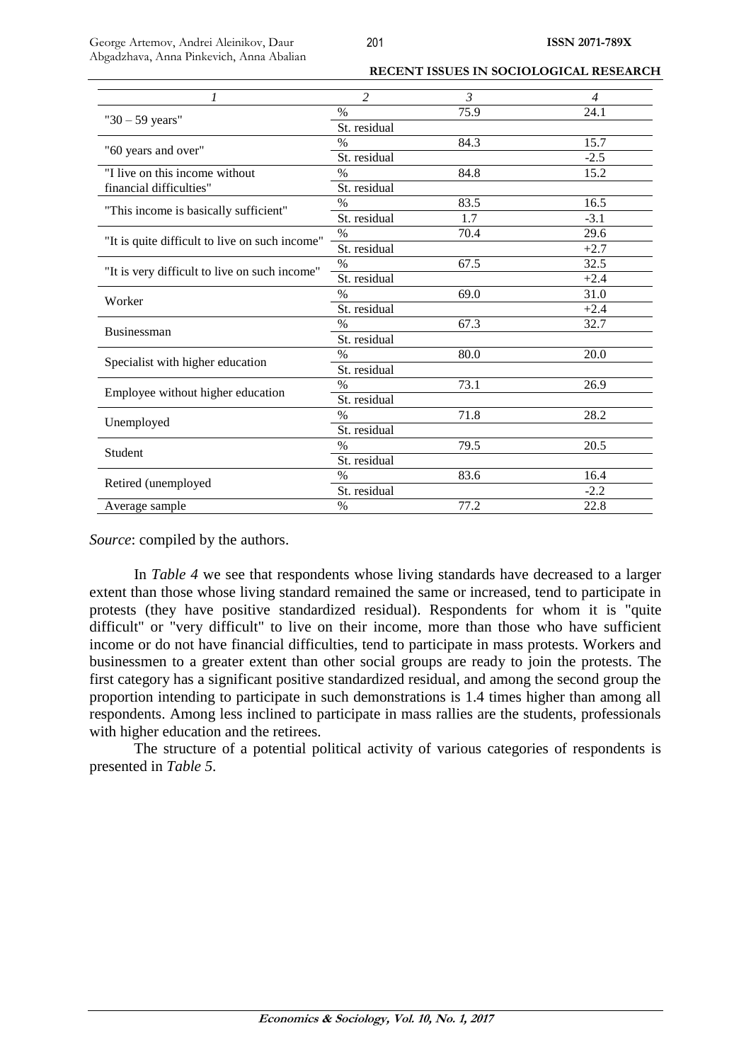| 1 | 2 | 3 | 4 |
|---|---|---|---|
| "30 – 59 years" | % | 75.9 | 24.1 |
| | St. residual | | |
| "60 years and over" | % | 84.3 | 15.7 |
| | St. residual | | -2.5 |
| "I live on this income without financial difficulties" | % | 84.8 | 15.2 |
| | St. residual | | |
| "This income is basically sufficient" | % | 83.5 | 16.5 |
| | St. residual | 1.7 | -3.1 |
| "It is quite difficult to live on such income" | % | 70.4 | 29.6 |
| | St. residual | | +2.7 |
| "It is very difficult to live on such income" | % | 67.5 | 32.5 |
| | St. residual | | +2.4 |
| Worker | % | 69.0 | 31.0 |
| | St. residual | | +2.4 |
| Businessman | % | 67.3 | 32.7 |
| | St. residual | | |
| Specialist with higher education | % | 80.0 | 20.0 |
| | St. residual | | |
| Employee without higher education | % | 73.1 | 26.9 |
| | St. residual | | |
| Unemployed | % | 71.8 | 28.2 |
| | St. residual | | |
| Student | % | 79.5 | 20.5 |
| | St. residual | | |
| Retired (unemployed | % | 83.6 | 16.4 |
| | St. residual | | -2.2 |
| Average sample | % | 77.2 | 22.8 |

*Source*: compiled by the authors.

In *Table 4* we see that respondents whose living standards have decreased to a larger extent than those whose living standard remained the same or increased, tend to participate in protests (they have positive standardized residual). Respondents for whom it is "quite difficult" or "very difficult" to live on their income, more than those who have sufficient income or do not have financial difficulties, tend to participate in mass protests. Workers and businessmen to a greater extent than other social groups are ready to join the protests. The first category has a significant positive standardized residual, and among the second group the proportion intending to participate in such demonstrations is 1.4 times higher than among all respondents. Among less inclined to participate in mass rallies are the students, professionals with higher education and the retirees.

The structure of a potential political activity of various categories of respondents is presented in *Table 5*.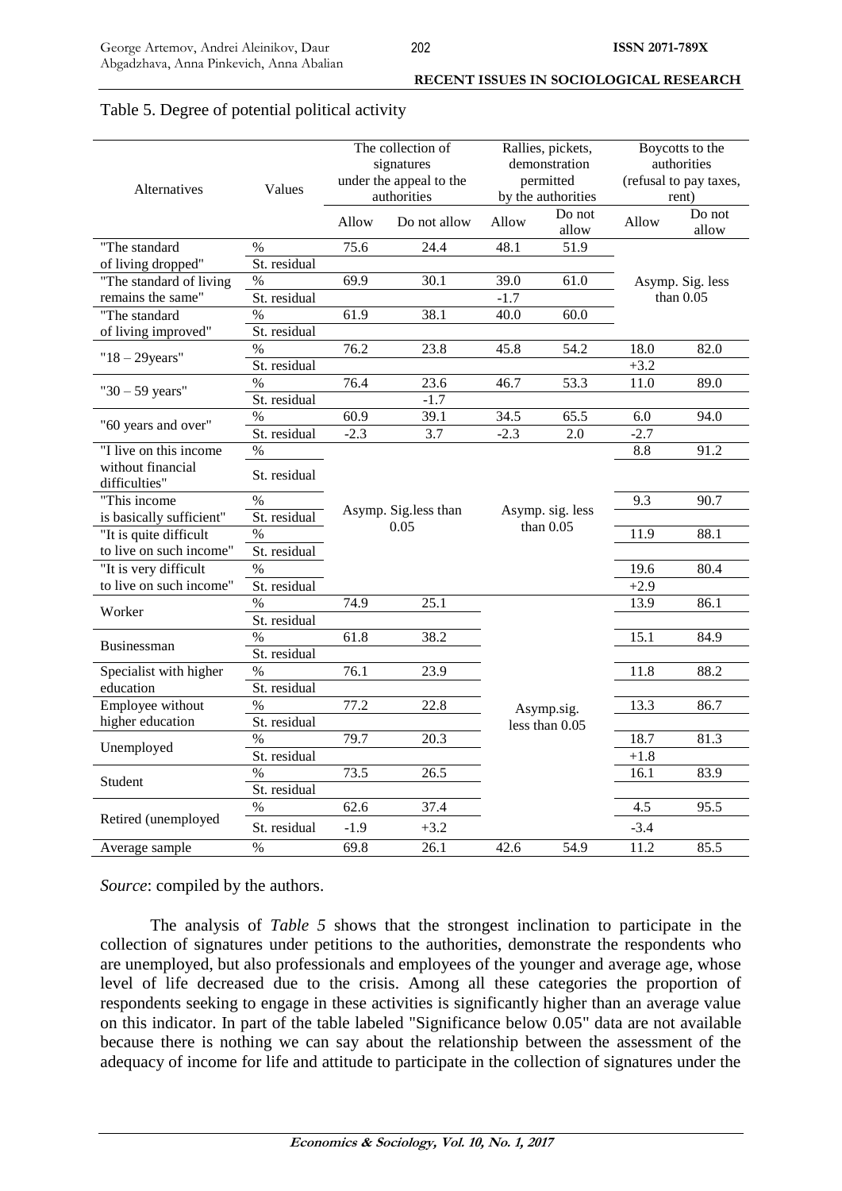Table 5. Degree of potential political activity

| Alternatives | Values | The collection of signatures under the appeal to the authorities | | Rallies, pickets, demonstration permitted by the authorities | | Boycotts to the authorities (refusal to pay taxes, rent) | |
|---|---|---|---|---|---|---|---|
| | | Allow | Do not allow | Allow | Do not allow | Allow | Do not allow |
| "The standard of living dropped" | % | 75.6 | 24.4 | 48.1 | 51.9 | Asymp. Sig. less than 0.05 | |
| | St. residual | | | | | | |
| "The standard of living remains the same" | % | 69.9 | 30.1 | 39.0 | 61.0 | | |
| | St. residual | | | -1.7 | | | |
| "The standard of living improved" | % | 61.9 | 38.1 | 40.0 | 60.0 | | |
| | St. residual | | | | | | |
| "18 – 29years" | % | 76.2 | 23.8 | 45.8 | 54.2 | 18.0 | 82.0 |
| | St. residual | | | | | +3.2 | |
| "30 – 59 years" | % | 76.4 | 23.6 | 46.7 | 53.3 | 11.0 | 89.0 |
| | St. residual | | -1.7 | | | | |
| "60 years and over" | % | 60.9 | 39.1 | 34.5 | 65.5 | 6.0 | 94.0 |
| | St. residual | -2.3 | 3.7 | -2.3 | 2.0 | -2.7 | |
| "I live on this income without financial difficulties" | % | Asymp. Sig.less than 0.05 | | Asymp. sig. less than 0.05 | | 8.8 | 91.2 |
| | St. residual | | | | | | |
| "This income is basically sufficient" | % | | | | | 9.3 | 90.7 |
| | St. residual | | | | | | |
| "It is quite difficult to live on such income" | % | | | | | 11.9 | 88.1 |
| | St. residual | | | | | | |
| "It is very difficult to live on such income" | % | | | | | 19.6 | 80.4 |
| | St. residual | | | | | +2.9 | |
| Worker | % | 74.9 | 25.1 | Asymp.sig. less than 0.05 | | 13.9 | 86.1 |
| | St. residual | | | | | | |
| Businessman | % | 61.8 | 38.2 | | | 15.1 | 84.9 |
| | St. residual | | | | | | |
| Specialist with higher education | % | 76.1 | 23.9 | | | 11.8 | 88.2 |
| | St. residual | | | | | | |
| Employee without higher education | % | 77.2 | 22.8 | | | 13.3 | 86.7 |
| | St. residual | | | | | | |
| Unemployed | % | 79.7 | 20.3 | | | 18.7 | 81.3 |
| | St. residual | | | | | +1.8 | |
| Student | % | 73.5 | 26.5 | | | 16.1 | 83.9 |
| | St. residual | | | | | | |
| Retired (unemployed | % | 62.6 | 37.4 | | | 4.5 | 95.5 |
| | St. residual | -1.9 | +3.2 | | | -3.4 | |
| Average sample | % | 69.8 | 26.1 | 42.6 | 54.9 | 11.2 | 85.5 |

*Source*: compiled by the authors.

The analysis of *Table 5* shows that the strongest inclination to participate in the collection of signatures under petitions to the authorities, demonstrate the respondents who are unemployed, but also professionals and employees of the younger and average age, whose level of life decreased due to the crisis. Among all these categories the proportion of respondents seeking to engage in these activities is significantly higher than an average value on this indicator. In part of the table labeled "Significance below 0.05" data are not available because there is nothing we can say about the relationship between the assessment of the adequacy of income for life and attitude to participate in the collection of signatures under the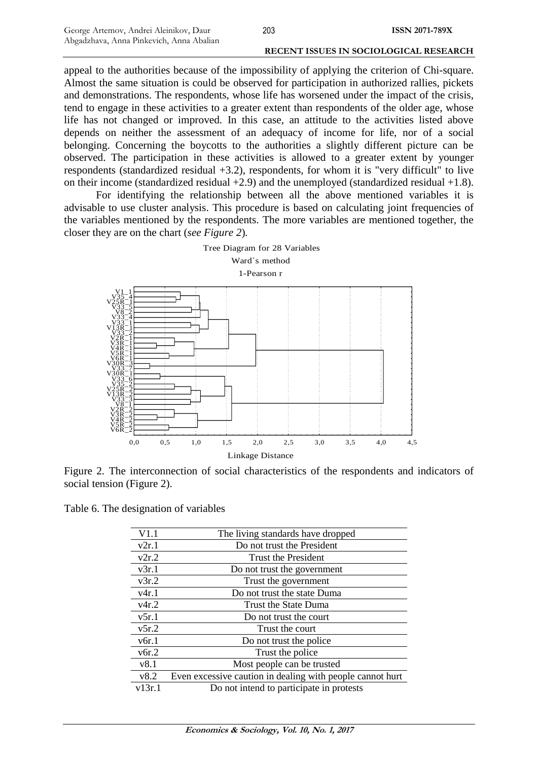appeal to the authorities because of the impossibility of applying the criterion of Chi-square. Almost the same situation is could be observed for participation in authorized rallies, pickets and demonstrations. The respondents, whose life has worsened under the impact of the crisis, tend to engage in these activities to a greater extent than respondents of the older age, whose life has not changed or improved. In this case, an attitude to the activities listed above depends on neither the assessment of an adequacy of income for life, nor of a social belonging. Concerning the boycotts to the authorities a slightly different picture can be observed. The participation in these activities is allowed to a greater extent by younger respondents (standardized residual +3.2), respondents, for whom it is "very difficult" to live on their income (standardized residual +2.9) and the unemployed (standardized residual +1.8).

For identifying the relationship between all the above mentioned variables it is advisable to use cluster analysis. This procedure is based on calculating joint frequencies of the variables mentioned by the respondents. The more variables are mentioned together, the closer they are on the chart (*see Figure 2*).

Tree Diagram for 28 Variables
Ward`s method
1-Pearson r

Figure 2. The interconnection of social characteristics of the respondents and indicators of social tension (Figure 2).

Table 6. The designation of variables

| | |
|---|---|
| V1.1 | The living standards have dropped |
| v2r.1 | Do not trust the President |
| v2r.2 | Trust the President |
| v3r.1 | Do not trust the government |
| v3r.2 | Trust the government |
| v4r.1 | Do not trust the state Duma |
| v4r.2 | Trust the State Duma |
| v5r.1 | Do not trust the court |
| v5r.2 | Trust the court |
| v6r.1 | Do not trust the police |
| v6r.2 | Trust the police |
| v8.1 | Most people can be trusted |
| v8.2 | Even excessive caution in dealing with people cannot hurt |
| v13r.1 | Do not intend to participate in protests |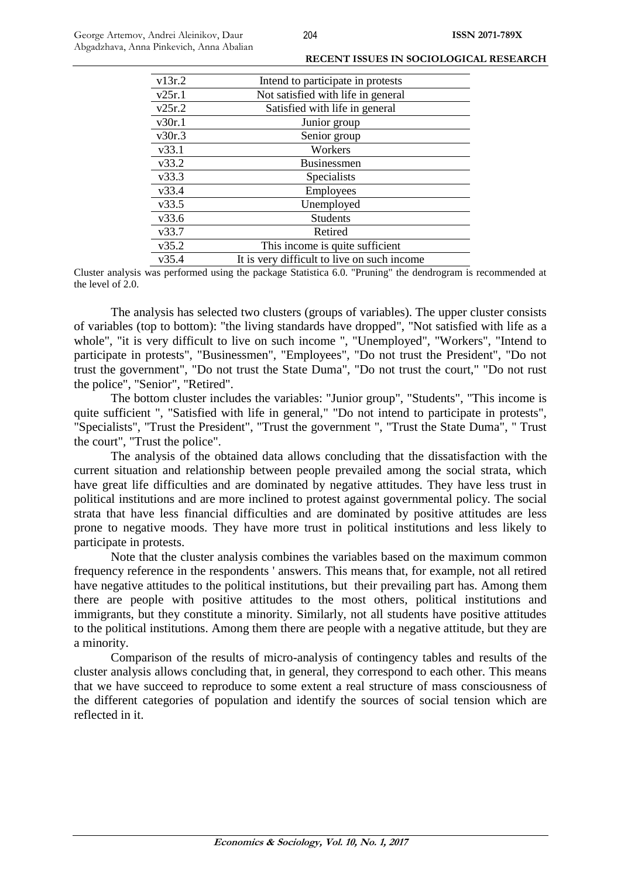| | |
|---|---|
| v13r.2 | Intend to participate in protests |
| v25r.1 | Not satisfied with life in general |
| v25r.2 | Satisfied with life in general |
| v30r.1 | Junior group |
| v30r.3 | Senior group |
| v33.1 | Workers |
| v33.2 | Businessmen |
| v33.3 | Specialists |
| v33.4 | Employees |
| v33.5 | Unemployed |
| v33.6 | Students |
| v33.7 | Retired |
| v35.2 | This income is quite sufficient |
| v35.4 | It is very difficult to live on such income |

Cluster analysis was performed using the package Statistica 6.0. "Pruning" the dendrogram is recommended at the level of 2.0.

The analysis has selected two clusters (groups of variables). The upper cluster consists of variables (top to bottom): "the living standards have dropped", "Not satisfied with life as a whole", "it is very difficult to live on such income ", "Unemployed", "Workers", "Intend to participate in protests", "Businessmen", "Employees", "Do not trust the President", "Do not trust the government", "Do not trust the State Duma", "Do not trust the court," "Do not rust the police", "Senior", "Retired".

The bottom cluster includes the variables: "Junior group", "Students", "This income is quite sufficient ", "Satisfied with life in general," "Do not intend to participate in protests", "Specialists", "Trust the President", "Trust the government ", "Trust the State Duma", " Trust the court", "Trust the police".

The analysis of the obtained data allows concluding that the dissatisfaction with the current situation and relationship between people prevailed among the social strata, which have great life difficulties and are dominated by negative attitudes. They have less trust in political institutions and are more inclined to protest against governmental policy. The social strata that have less financial difficulties and are dominated by positive attitudes are less prone to negative moods. They have more trust in political institutions and less likely to participate in protests.

Note that the cluster analysis combines the variables based on the maximum common frequency reference in the respondents ' answers. This means that, for example, not all retired have negative attitudes to the political institutions, but their prevailing part has. Among them there are people with positive attitudes to the most others, political institutions and immigrants, but they constitute a minority. Similarly, not all students have positive attitudes to the political institutions. Among them there are people with a negative attitude, but they are a minority.

Comparison of the results of micro-analysis of contingency tables and results of the cluster analysis allows concluding that, in general, they correspond to each other. This means that we have succeed to reproduce to some extent a real structure of mass consciousness of the different categories of population and identify the sources of social tension which are reflected in it.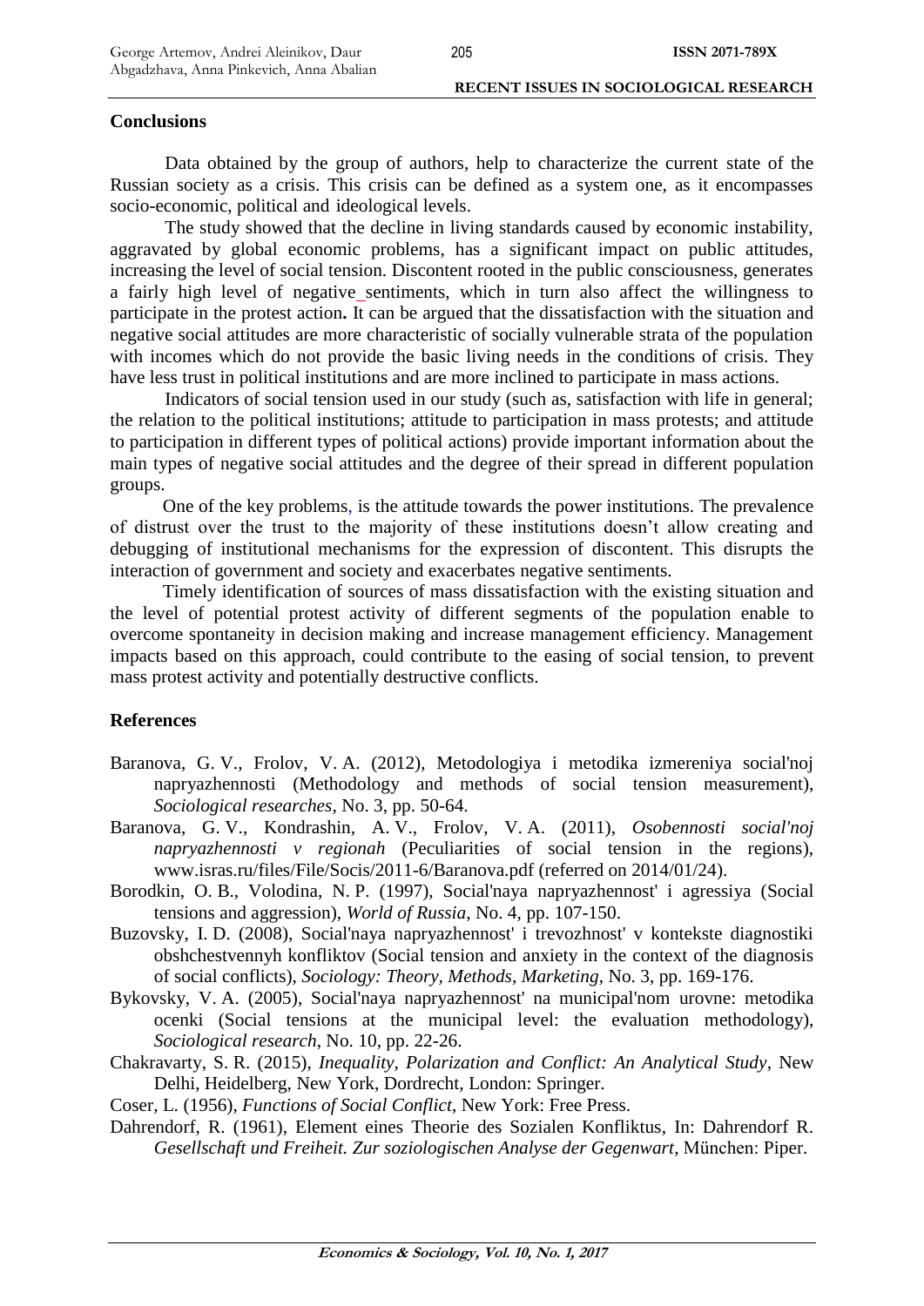## Conclusions

Data obtained by the group of authors, help to characterize the current state of the Russian society as a crisis. This crisis can be defined as a system one, as it encompasses socio-economic, political and ideological levels.

The study showed that the decline in living standards caused by economic instability, aggravated by global economic problems, has a significant impact on public attitudes, increasing the level of social tension. Discontent rooted in the public consciousness, generates a fairly high level of negative_sentiments, which in turn also affect the willingness to participate in the protest action**.** It can be argued that the dissatisfaction with the situation and negative social attitudes are more characteristic of socially vulnerable strata of the population with incomes which do not provide the basic living needs in the conditions of crisis. They have less trust in political institutions and are more inclined to participate in mass actions.

Indicators of social tension used in our study (such as, satisfaction with life in general; the relation to the political institutions; attitude to participation in mass protests; and attitude to participation in different types of political actions) provide important information about the main types of negative social attitudes and the degree of their spread in different population groups.

One of the key problems, is the attitude towards the power institutions. The prevalence of distrust over the trust to the majority of these institutions doesn't allow creating and debugging of institutional mechanisms for the expression of discontent. This disrupts the interaction of government and society and exacerbates negative sentiments.

Timely identification of sources of mass dissatisfaction with the existing situation and the level of potential protest activity of different segments of the population enable to overcome spontaneity in decision making and increase management efficiency. Management impacts based on this approach, could contribute to the easing of social tension, to prevent mass protest activity and potentially destructive conflicts.

## References

Baranova, G. V., Frolov, V. A. (2012), Metodologiya i metodika izmereniya social'noj napryazhennosti (Methodology and methods of social tension measurement), *Sociological researches*, No. 3, pp. 50-64.

Baranova, G. V., Kondrashin, A. V., Frolov, V. A. (2011), *Osobennosti social'noj napryazhennosti v regionah* (Peculiarities of social tension in the regions), www.isras.ru/files/File/Socis/2011-6/Baranova.pdf (referred on 2014/01/24).

Borodkin, O. B., Volodina, N. P. (1997), Social'naya napryazhennost' i agressiya (Social tensions and aggression), *World of Russia*, No. 4, pp. 107-150.

Buzovsky, I. D. (2008), Social'naya napryazhennost' i trevozhnost' v kontekste diagnostiki obshchestvennyh konfliktov (Social tension and anxiety in the context of the diagnosis of social conflicts), *Sociology: Theory, Methods, Marketing*, No. 3, pp. 169-176.

Bykovsky, V. A. (2005), Social'naya napryazhennost' na municipal'nom urovne: metodika ocenki (Social tensions at the municipal level: the evaluation methodology), *Sociological research*, No. 10, pp. 22-26.

Chakravarty, S. R. (2015), *Inequality, Polarization and Conflict: An Analytical Study*, New Delhi, Heidelberg, New York, Dordrecht, London: Springer.

Coser, L. (1956), *Functions of Social Conflict*, New York: Free Press.

Dahrendorf, R. (1961), Element eines Theorie des Sozialen Konfliktus, In: Dahrendorf R. *Gesellschaft und Freiheit. Zur soziologischen Analyse der Gegenwart*, München: Piper.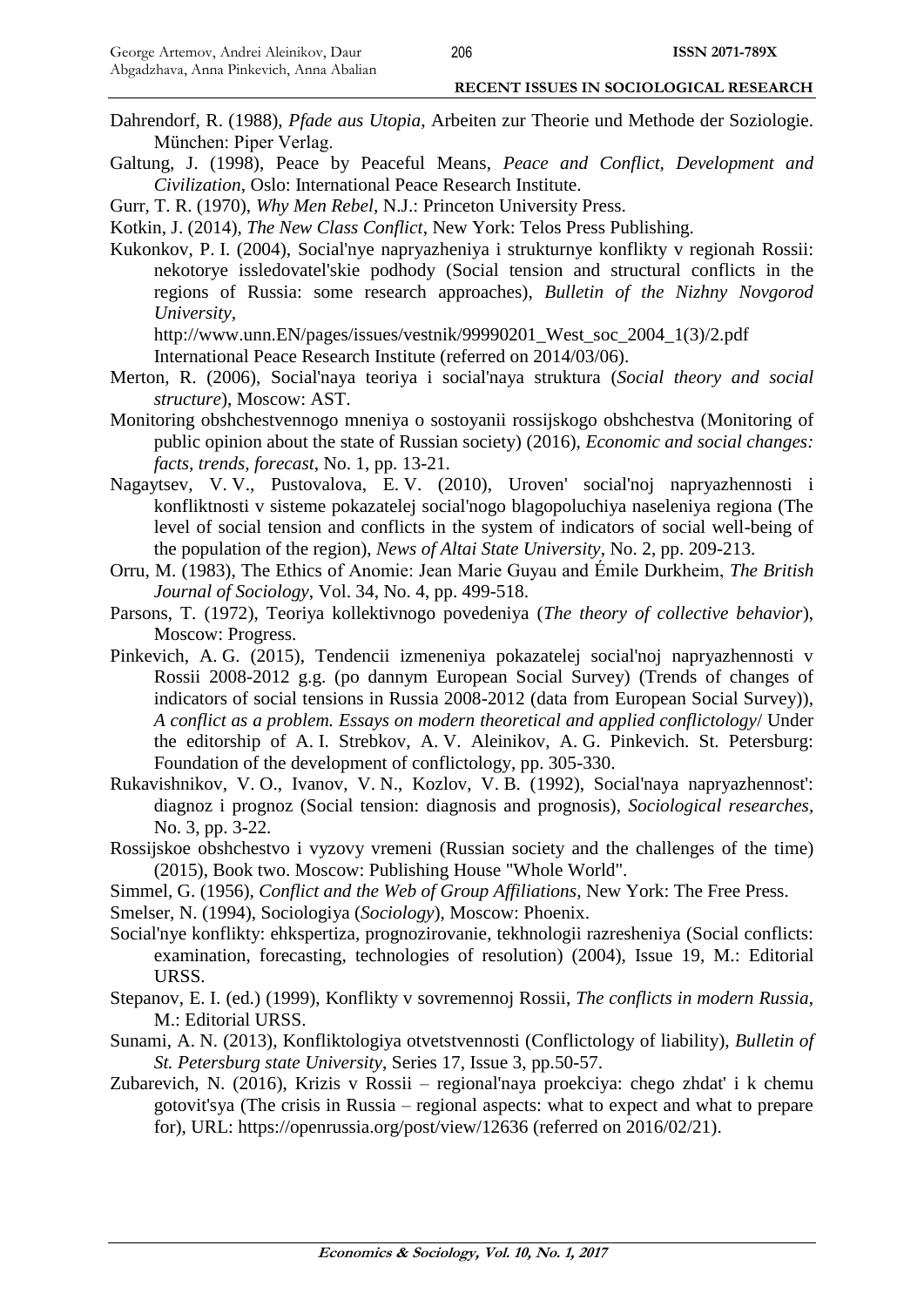Dahrendorf, R. (1988), *Pfade aus Utopia*, Arbeiten zur Theorie und Methode der Soziologie. München: Piper Verlag.

Galtung, J. (1998), Peace by Peaceful Means, *Peace and Conflict, Development and Civilization*, Oslo: International Peace Research Institute.

Gurr, T. R. (1970), *Why Men Rebel*, N.J.: Princeton University Press.

Kotkin, J. (2014), *The New Class Conflict*, New York: Telos Press Publishing.

Kukonkov, P. I. (2004), Social'nye napryazheniya i strukturnye konflikty v regionah Rossii: nekotorye issledovatel'skie podhody (Social tension and structural conflicts in the regions of Russia: some research approaches), *Bulletin of the Nizhny Novgorod University*, http://www.unn.EN/pages/issues/vestnik/99990201_West_soc_2004_1(3)/2.pdf International Peace Research Institute (referred on 2014/03/06).

Merton, R. (2006), Social'naya teoriya i social'naya struktura (*Social theory and social structure*), Moscow: AST.

Monitoring obshchestvennogo mneniya o sostoyanii rossijskogo obshchestva (Monitoring of public opinion about the state of Russian society) (2016), *Economic and social changes: facts, trends, forecast*, No. 1, pp. 13-21.

Nagaytsev, V. V., Pustovalova, E. V. (2010), Uroven' social'noj napryazhennosti i konfliktnosti v sisteme pokazatelej social'nogo blagopoluchiya naseleniya regiona (The level of social tension and conflicts in the system of indicators of social well-being of the population of the region), *News of Altai State University*, No. 2, pp. 209-213.

Orru, M. (1983), The Ethics of Anomie: Jean Marie Guyau and Émile Durkheim, *The British Journal of Sociology*, Vol. 34, No. 4, pp. 499-518.

Parsons, T. (1972), Teoriya kollektivnogo povedeniya (*The theory of collective behavior*), Moscow: Progress.

Pinkevich, A. G. (2015), Tendencii izmeneniya pokazatelej social'noj napryazhennosti v Rossii 2008-2012 g.g. (po dannym European Social Survey) (Trends of changes of indicators of social tensions in Russia 2008-2012 (data from European Social Survey)), *A conflict as a problem. Essays on modern theoretical and applied conflictology*/ Under the editorship of A. I. Strebkov, A. V. Aleinikov, A. G. Pinkevich. St. Petersburg: Foundation of the development of conflictology, pp. 305-330.

Rukavishnikov, V. O., Ivanov, V. N., Kozlov, V. B. (1992), Social'naya napryazhennost': diagnoz i prognoz (Social tension: diagnosis and prognosis), *Sociological researches*, No. 3, pp. 3-22.

Rossijskoe obshchestvo i vyzovy vremeni (Russian society and the challenges of the time) (2015), Book two. Moscow: Publishing House "Whole World".

Simmel, G. (1956), *Conflict and the Web of Group Affiliations*, New York: The Free Press.

Smelser, N. (1994), Sociologiya (*Sociology*), Moscow: Phoenix.

Social'nye konflikty: ehkspertiza, prognozirovanie, tekhnologii razresheniya (Social conflicts: examination, forecasting, technologies of resolution) (2004), Issue 19, M.: Editorial URSS.

Stepanov, E. I. (ed.) (1999), Konflikty v sovremennoj Rossii, *The conflicts in modern Russia*, M.: Editorial URSS.

Sunami, A. N. (2013), Konfliktologiya otvetstvennosti (Conflictology of liability), *Bulletin of St. Petersburg state University*, Series 17, Issue 3, pp.50-57.

Zubarevich, N. (2016), Krizis v Rossii – regional'naya proekciya: chego zhdat' i k chemu gotovit'sya (The crisis in Russia – regional aspects: what to expect and what to prepare for), URL: https://openrussia.org/post/view/12636 (referred on 2016/02/21).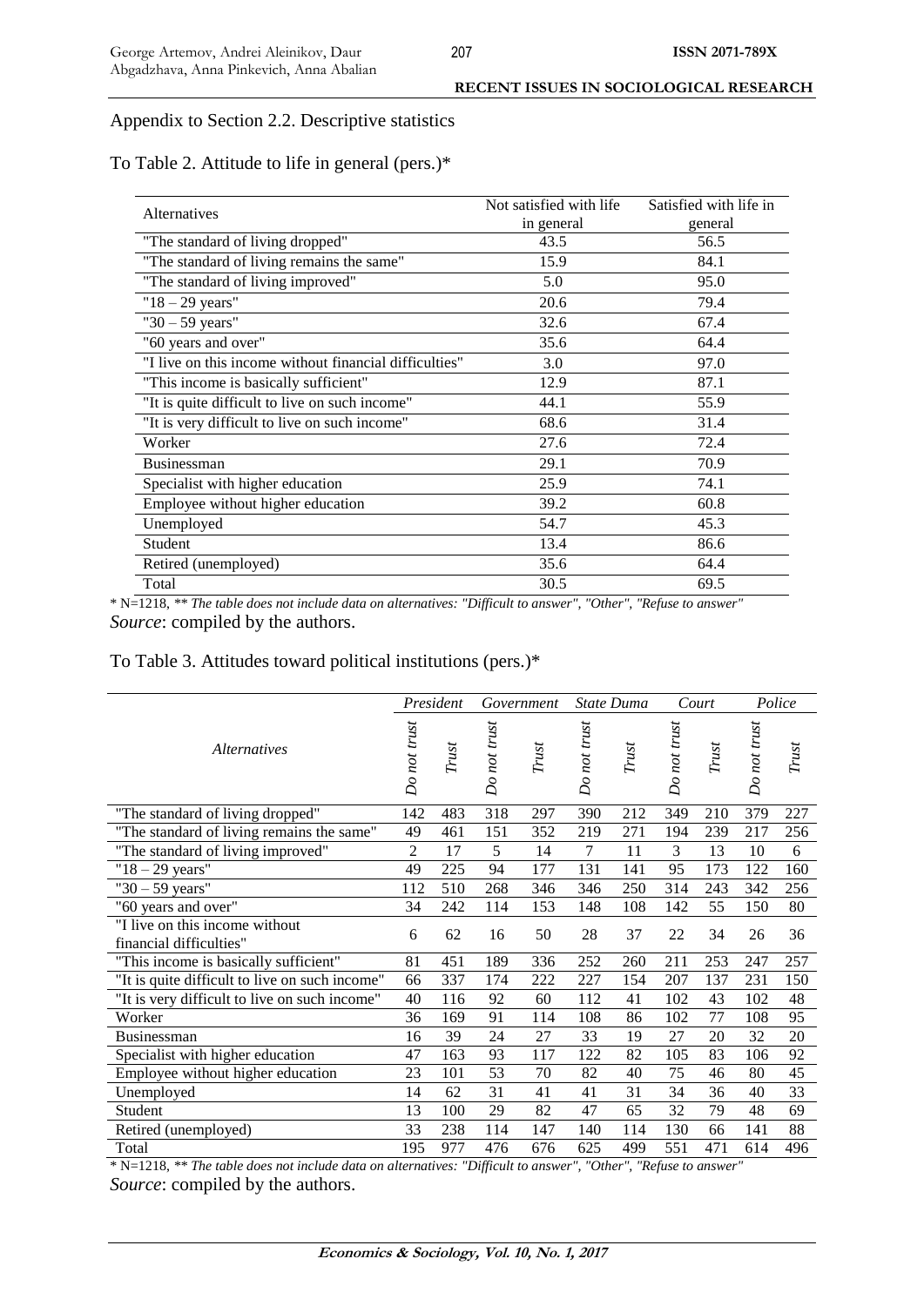Appendix to Section 2.2. Descriptive statistics

To Table 2. Attitude to life in general (pers.)*

| Alternatives | Not satisfied with life in general | Satisfied with life in general |
|---|---|---|
| "The standard of living dropped" | 43.5 | 56.5 |
| "The standard of living remains the same" | 15.9 | 84.1 |
| "The standard of living improved" | 5.0 | 95.0 |
| "18 – 29 years" | 20.6 | 79.4 |
| "30 – 59 years" | 32.6 | 67.4 |
| "60 years and over" | 35.6 | 64.4 |
| "I live on this income without financial difficulties" | 3.0 | 97.0 |
| "This income is basically sufficient" | 12.9 | 87.1 |
| "It is quite difficult to live on such income" | 44.1 | 55.9 |
| "It is very difficult to live on such income" | 68.6 | 31.4 |
| Worker | 27.6 | 72.4 |
| Businessman | 29.1 | 70.9 |
| Specialist with higher education | 25.9 | 74.1 |
| Employee without higher education | 39.2 | 60.8 |
| Unemployed | 54.7 | 45.3 |
| Student | 13.4 | 86.6 |
| Retired (unemployed) | 35.6 | 64.4 |
| Total | 30.5 | 69.5 |

\* N=1218, ** *The table does not include data on alternatives: "Difficult to answer", "Other", "Refuse to answer"*
*Source*: compiled by the authors.

To Table 3. Attitudes toward political institutions (pers.)*

| *Alternatives* | *President* | | *Government* | | *State Duma* | | *Court* | | *Police* | |
|---|---|---|---|---|---|---|---|---|---|---|
| | *Do not trust* | *Trust* | *Do not trust* | *Trust* | *Do not trust* | *Trust* | *Do not trust* | *Trust* | *Do not trust* | *Trust* |
| "The standard of living dropped" | 142 | 483 | 318 | 297 | 390 | 212 | 349 | 210 | 379 | 227 |
| "The standard of living remains the same" | 49 | 461 | 151 | 352 | 219 | 271 | 194 | 239 | 217 | 256 |
| "The standard of living improved" | 2 | 17 | 5 | 14 | 7 | 11 | 3 | 13 | 10 | 6 |
| "18 – 29 years" | 49 | 225 | 94 | 177 | 131 | 141 | 95 | 173 | 122 | 160 |
| "30 – 59 years" | 112 | 510 | 268 | 346 | 346 | 250 | 314 | 243 | 342 | 256 |
| "60 years and over" | 34 | 242 | 114 | 153 | 148 | 108 | 142 | 55 | 150 | 80 |
| "I live on this income without financial difficulties" | 6 | 62 | 16 | 50 | 28 | 37 | 22 | 34 | 26 | 36 |
| "This income is basically sufficient" | 81 | 451 | 189 | 336 | 252 | 260 | 211 | 253 | 247 | 257 |
| "It is quite difficult to live on such income" | 66 | 337 | 174 | 222 | 227 | 154 | 207 | 137 | 231 | 150 |
| "It is very difficult to live on such income" | 40 | 116 | 92 | 60 | 112 | 41 | 102 | 43 | 102 | 48 |
| Worker | 36 | 169 | 91 | 114 | 108 | 86 | 102 | 77 | 108 | 95 |
| Businessman | 16 | 39 | 24 | 27 | 33 | 19 | 27 | 20 | 32 | 20 |
| Specialist with higher education | 47 | 163 | 93 | 117 | 122 | 82 | 105 | 83 | 106 | 92 |
| Employee without higher education | 23 | 101 | 53 | 70 | 82 | 40 | 75 | 46 | 80 | 45 |
| Unemployed | 14 | 62 | 31 | 41 | 41 | 31 | 34 | 36 | 40 | 33 |
| Student | 13 | 100 | 29 | 82 | 47 | 65 | 32 | 79 | 48 | 69 |
| Retired (unemployed) | 33 | 238 | 114 | 147 | 140 | 114 | 130 | 66 | 141 | 88 |
| Total | 195 | 977 | 476 | 676 | 625 | 499 | 551 | 471 | 614 | 496 |

\* N=1218, ** *The table does not include data on alternatives: "Difficult to answer", "Other", "Refuse to answer"*
*Source*: compiled by the authors.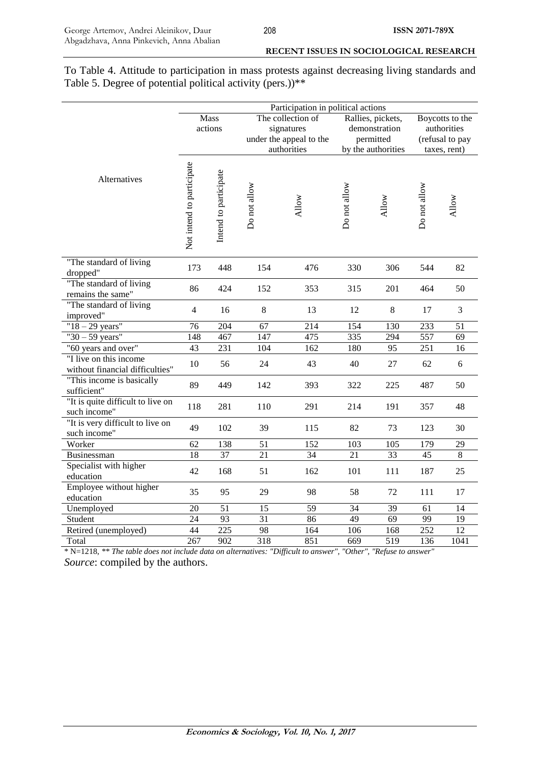To Table 4. Attitude to participation in mass protests against decreasing living standards and Table 5. Degree of potential political activity (pers.))**

| Alternatives | Participation in political actions | | | | | | | |
|---|---|---|---|---|---|---|---|---|
| | Mass actions | | The collection of signatures under the appeal to the authorities | | Rallies, pickets, demonstration permitted by the authorities | | Boycotts to the authorities (refusal to pay taxes, rent) | |
| | Not intend to participate | Intend to participate | Do not allow | Allow | Do not allow | Allow | Do not allow | Allow |
| "The standard of living dropped" | 173 | 448 | 154 | 476 | 330 | 306 | 544 | 82 |
| "The standard of living remains the same" | 86 | 424 | 152 | 353 | 315 | 201 | 464 | 50 |
| "The standard of living improved" | 4 | 16 | 8 | 13 | 12 | 8 | 17 | 3 |
| "18 – 29 years" | 76 | 204 | 67 | 214 | 154 | 130 | 233 | 51 |
| "30 – 59 years" | 148 | 467 | 147 | 475 | 335 | 294 | 557 | 69 |
| "60 years and over" | 43 | 231 | 104 | 162 | 180 | 95 | 251 | 16 |
| "I live on this income without financial difficulties" | 10 | 56 | 24 | 43 | 40 | 27 | 62 | 6 |
| "This income is basically sufficient" | 89 | 449 | 142 | 393 | 322 | 225 | 487 | 50 |
| "It is quite difficult to live on such income" | 118 | 281 | 110 | 291 | 214 | 191 | 357 | 48 |
| "It is very difficult to live on such income" | 49 | 102 | 39 | 115 | 82 | 73 | 123 | 30 |
| Worker | 62 | 138 | 51 | 152 | 103 | 105 | 179 | 29 |
| Businessman | 18 | 37 | 21 | 34 | 21 | 33 | 45 | 8 |
| Specialist with higher education | 42 | 168 | 51 | 162 | 101 | 111 | 187 | 25 |
| Employee without higher education | 35 | 95 | 29 | 98 | 58 | 72 | 111 | 17 |
| Unemployed | 20 | 51 | 15 | 59 | 34 | 39 | 61 | 14 |
| Student | 24 | 93 | 31 | 86 | 49 | 69 | 99 | 19 |
| Retired (unemployed) | 44 | 225 | 98 | 164 | 106 | 168 | 252 | 12 |
| Total | 267 | 902 | 318 | 851 | 669 | 519 | 136 | 1041 |

\* N=1218, ** *The table does not include data on alternatives: "Difficult to answer", "Other", "Refuse to answer"*

*Source*: compiled by the authors.